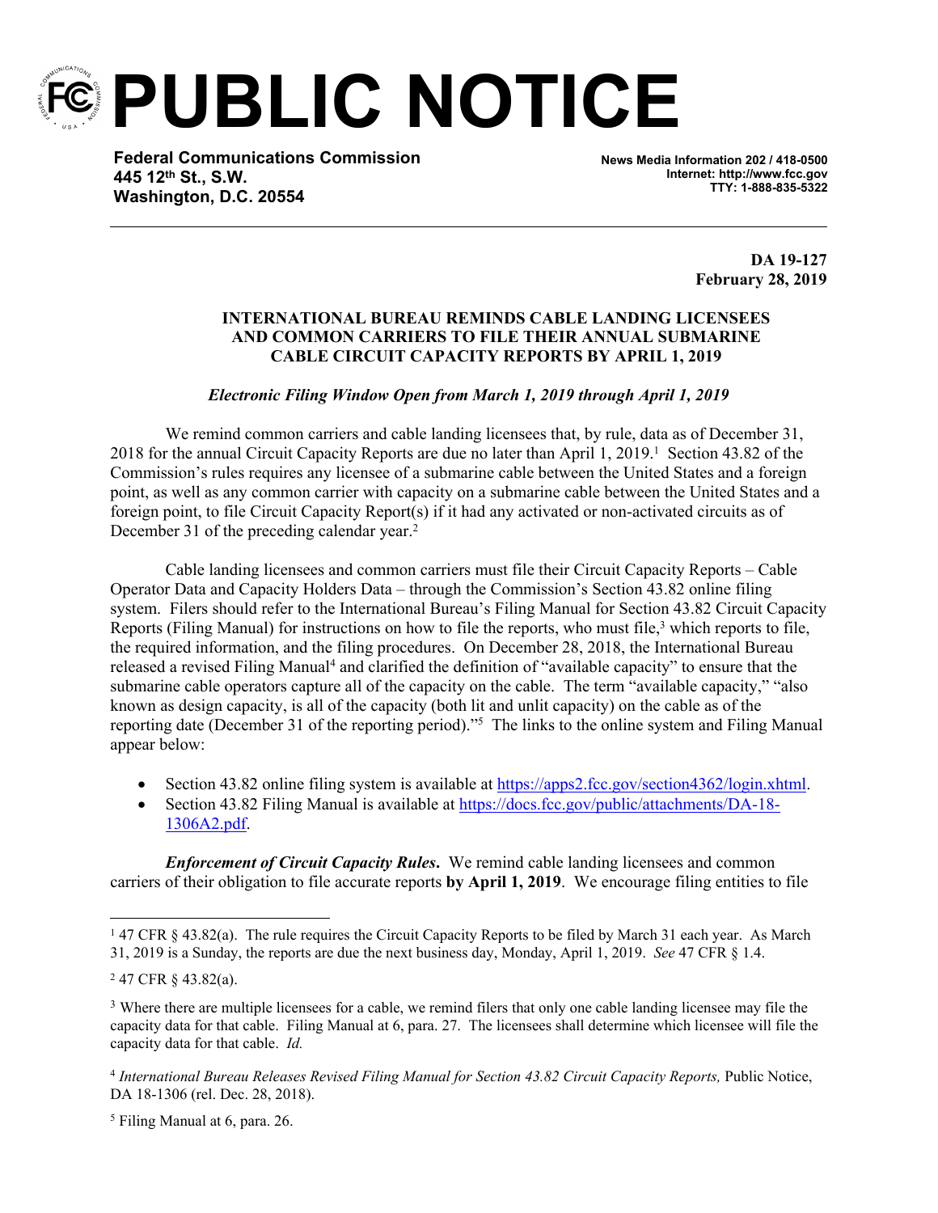# PUBLIC NOTICE

**Federal Communications Commission**
**445 12th St., S.W.**
**Washington, D.C. 20554**

**News Media Information 202 / 418-0500**
**Internet: http://www.fcc.gov**
**TTY: 1-888-835-5322**

**DA 19-127**
**February 28, 2019**

**INTERNATIONAL BUREAU REMINDS CABLE LANDING LICENSEES AND COMMON CARRIERS TO FILE THEIR ANNUAL SUBMARINE CABLE CIRCUIT CAPACITY REPORTS BY APRIL 1, 2019**

***Electronic Filing Window Open from March 1, 2019 through April 1, 2019***

We remind common carriers and cable landing licensees that, by rule, data as of December 31, 2018 for the annual Circuit Capacity Reports are due no later than April 1, 2019.[1] Section 43.82 of the Commission's rules requires any licensee of a submarine cable between the United States and a foreign point, as well as any common carrier with capacity on a submarine cable between the United States and a foreign point, to file Circuit Capacity Report(s) if it had any activated or non-activated circuits as of December 31 of the preceding calendar year.[2]

Cable landing licensees and common carriers must file their Circuit Capacity Reports – Cable Operator Data and Capacity Holders Data – through the Commission's Section 43.82 online filing system. Filers should refer to the International Bureau's Filing Manual for Section 43.82 Circuit Capacity Reports (Filing Manual) for instructions on how to file the reports, who must file,[3] which reports to file, the required information, and the filing procedures. On December 28, 2018, the International Bureau released a revised Filing Manual[4] and clarified the definition of "available capacity" to ensure that the submarine cable operators capture all of the capacity on the cable. The term "available capacity," "also known as design capacity, is all of the capacity (both lit and unlit capacity) on the cable as of the reporting date (December 31 of the reporting period)."[5] The links to the online system and Filing Manual appear below:

- Section 43.82 online filing system is available at https://apps2.fcc.gov/section4362/login.xhtml.
- Section 43.82 Filing Manual is available at https://docs.fcc.gov/public/attachments/DA-18-1306A2.pdf.

***Enforcement of Circuit Capacity Rules*****.** We remind cable landing licensees and common carriers of their obligation to file accurate reports **by April 1, 2019**. We encourage filing entities to file

---

[1] 47 CFR § 43.82(a). The rule requires the Circuit Capacity Reports to be filed by March 31 each year. As March 31, 2019 is a Sunday, the reports are due the next business day, Monday, April 1, 2019. *See* 47 CFR § 1.4.

[2] 47 CFR § 43.82(a).

[3] Where there are multiple licensees for a cable, we remind filers that only one cable landing licensee may file the capacity data for that cable. Filing Manual at 6, para. 27. The licensees shall determine which licensee will file the capacity data for that cable. *Id.*

[4] *International Bureau Releases Revised Filing Manual for Section 43.82 Circuit Capacity Reports,* Public Notice, DA 18-1306 (rel. Dec. 28, 2018).

[5] Filing Manual at 6, para. 26.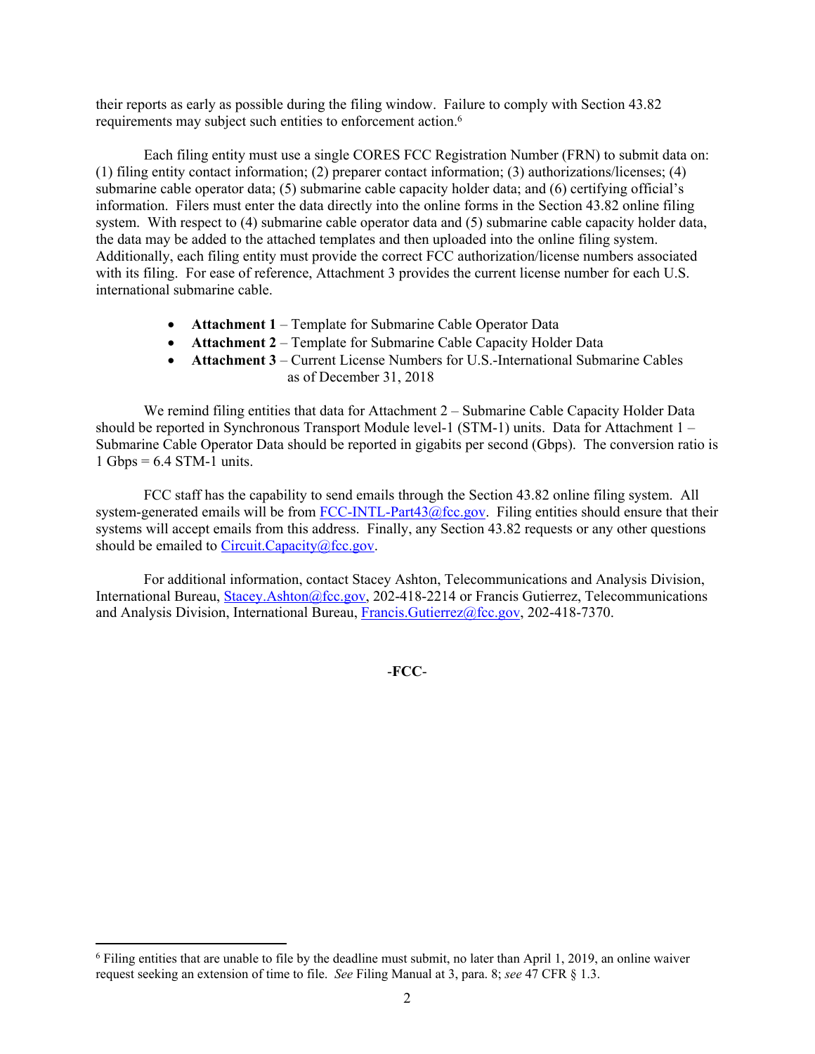their reports as early as possible during the filing window. Failure to comply with Section 43.82 requirements may subject such entities to enforcement action.[6]

Each filing entity must use a single CORES FCC Registration Number (FRN) to submit data on: (1) filing entity contact information; (2) preparer contact information; (3) authorizations/licenses; (4) submarine cable operator data; (5) submarine cable capacity holder data; and (6) certifying official's information. Filers must enter the data directly into the online forms in the Section 43.82 online filing system. With respect to (4) submarine cable operator data and (5) submarine cable capacity holder data, the data may be added to the attached templates and then uploaded into the online filing system. Additionally, each filing entity must provide the correct FCC authorization/license numbers associated with its filing. For ease of reference, Attachment 3 provides the current license number for each U.S. international submarine cable.

- **Attachment 1** – Template for Submarine Cable Operator Data
- **Attachment 2** – Template for Submarine Cable Capacity Holder Data
- **Attachment 3** – Current License Numbers for U.S.-International Submarine Cables as of December 31, 2018

We remind filing entities that data for Attachment 2 – Submarine Cable Capacity Holder Data should be reported in Synchronous Transport Module level-1 (STM-1) units. Data for Attachment 1 – Submarine Cable Operator Data should be reported in gigabits per second (Gbps). The conversion ratio is 1 Gbps = 6.4 STM-1 units.

FCC staff has the capability to send emails through the Section 43.82 online filing system. All system-generated emails will be from FCC-INTL-Part43@fcc.gov. Filing entities should ensure that their systems will accept emails from this address. Finally, any Section 43.82 requests or any other questions should be emailed to Circuit.Capacity@fcc.gov.

For additional information, contact Stacey Ashton, Telecommunications and Analysis Division, International Bureau, Stacey.Ashton@fcc.gov, 202-418-2214 or Francis Gutierrez, Telecommunications and Analysis Division, International Bureau, Francis.Gutierrez@fcc.gov, 202-418-7370.

-**FCC**-

[6] Filing entities that are unable to file by the deadline must submit, no later than April 1, 2019, an online waiver request seeking an extension of time to file. *See* Filing Manual at 3, para. 8; *see* 47 CFR § 1.3.